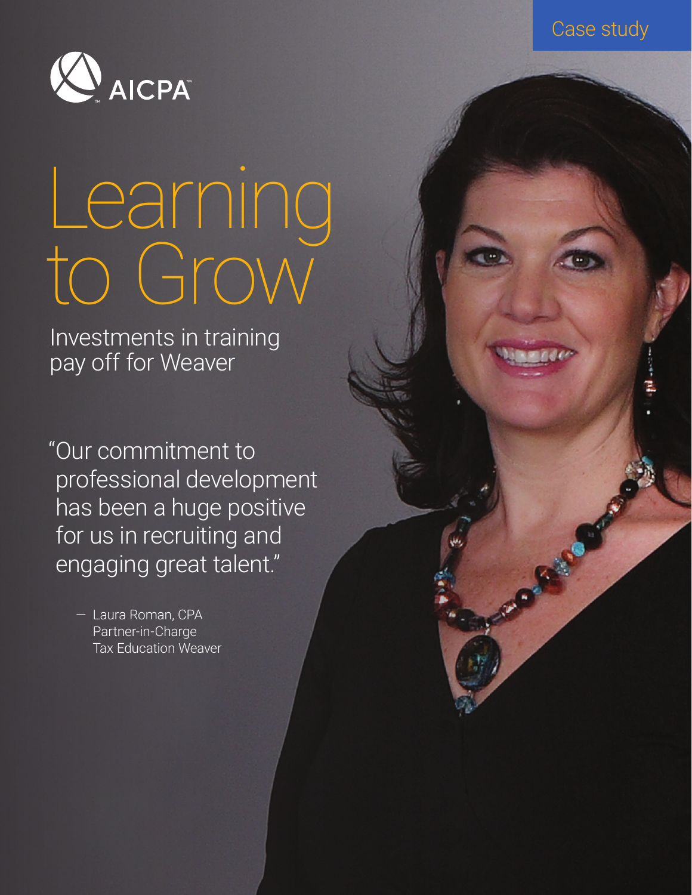Case study

AICPA

# Learning to Grow

## Investments in training pay off for Weaver

> "Our commitment to professional development has been a huge positive for us in recruiting and engaging great talent."
>
> — Laura Roman, CPA
> Partner-in-Charge
> Tax Education Weaver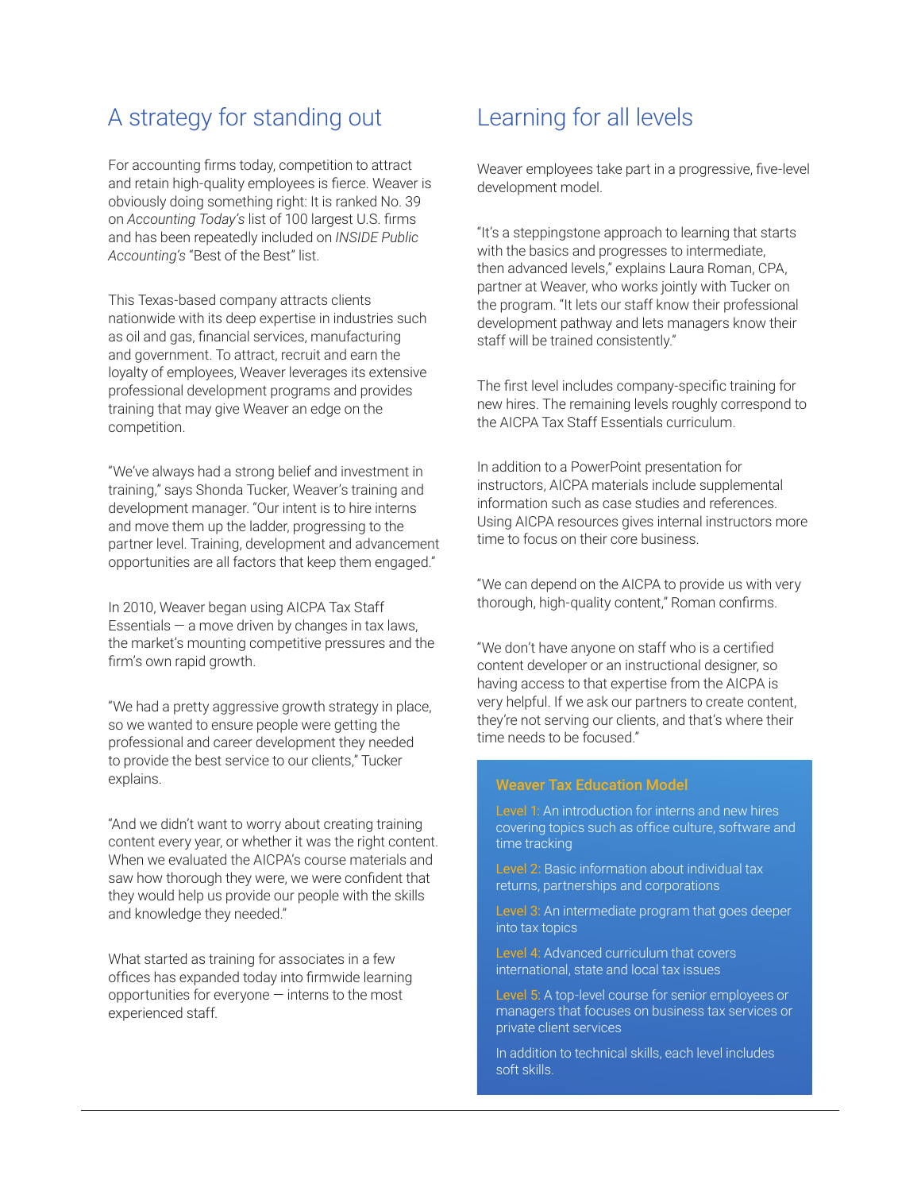## A strategy for standing out

For accounting firms today, competition to attract and retain high-quality employees is fierce. Weaver is obviously doing something right: It is ranked No. 39 on *Accounting Today's* list of 100 largest U.S. firms and has been repeatedly included on *INSIDE Public Accounting's* "Best of the Best" list.

This Texas-based company attracts clients nationwide with its deep expertise in industries such as oil and gas, financial services, manufacturing and government. To attract, recruit and earn the loyalty of employees, Weaver leverages its extensive professional development programs and provides training that may give Weaver an edge on the competition.

"We've always had a strong belief and investment in training," says Shonda Tucker, Weaver's training and development manager. "Our intent is to hire interns and move them up the ladder, progressing to the partner level. Training, development and advancement opportunities are all factors that keep them engaged."

In 2010, Weaver began using AICPA Tax Staff Essentials — a move driven by changes in tax laws, the market's mounting competitive pressures and the firm's own rapid growth.

"We had a pretty aggressive growth strategy in place, so we wanted to ensure people were getting the professional and career development they needed to provide the best service to our clients," Tucker explains.

"And we didn't want to worry about creating training content every year, or whether it was the right content. When we evaluated the AICPA's course materials and saw how thorough they were, we were confident that they would help us provide our people with the skills and knowledge they needed."

What started as training for associates in a few offices has expanded today into firmwide learning opportunities for everyone — interns to the most experienced staff.

## Learning for all levels

Weaver employees take part in a progressive, five-level development model.

"It's a steppingstone approach to learning that starts with the basics and progresses to intermediate, then advanced levels," explains Laura Roman, CPA, partner at Weaver, who works jointly with Tucker on the program. "It lets our staff know their professional development pathway and lets managers know their staff will be trained consistently."

The first level includes company-specific training for new hires. The remaining levels roughly correspond to the AICPA Tax Staff Essentials curriculum.

In addition to a PowerPoint presentation for instructors, AICPA materials include supplemental information such as case studies and references. Using AICPA resources gives internal instructors more time to focus on their core business.

"We can depend on the AICPA to provide us with very thorough, high-quality content," Roman confirms.

"We don't have anyone on staff who is a certified content developer or an instructional designer, so having access to that expertise from the AICPA is very helpful. If we ask our partners to create content, they're not serving our clients, and that's where their time needs to be focused."

### Weaver Tax Education Model

**Level 1:** An introduction for interns and new hires covering topics such as office culture, software and time tracking

**Level 2:** Basic information about individual tax returns, partnerships and corporations

**Level 3:** An intermediate program that goes deeper into tax topics

**Level 4:** Advanced curriculum that covers international, state and local tax issues

**Level 5:** A top-level course for senior employees or managers that focuses on business tax services or private client services

In addition to technical skills, each level includes soft skills.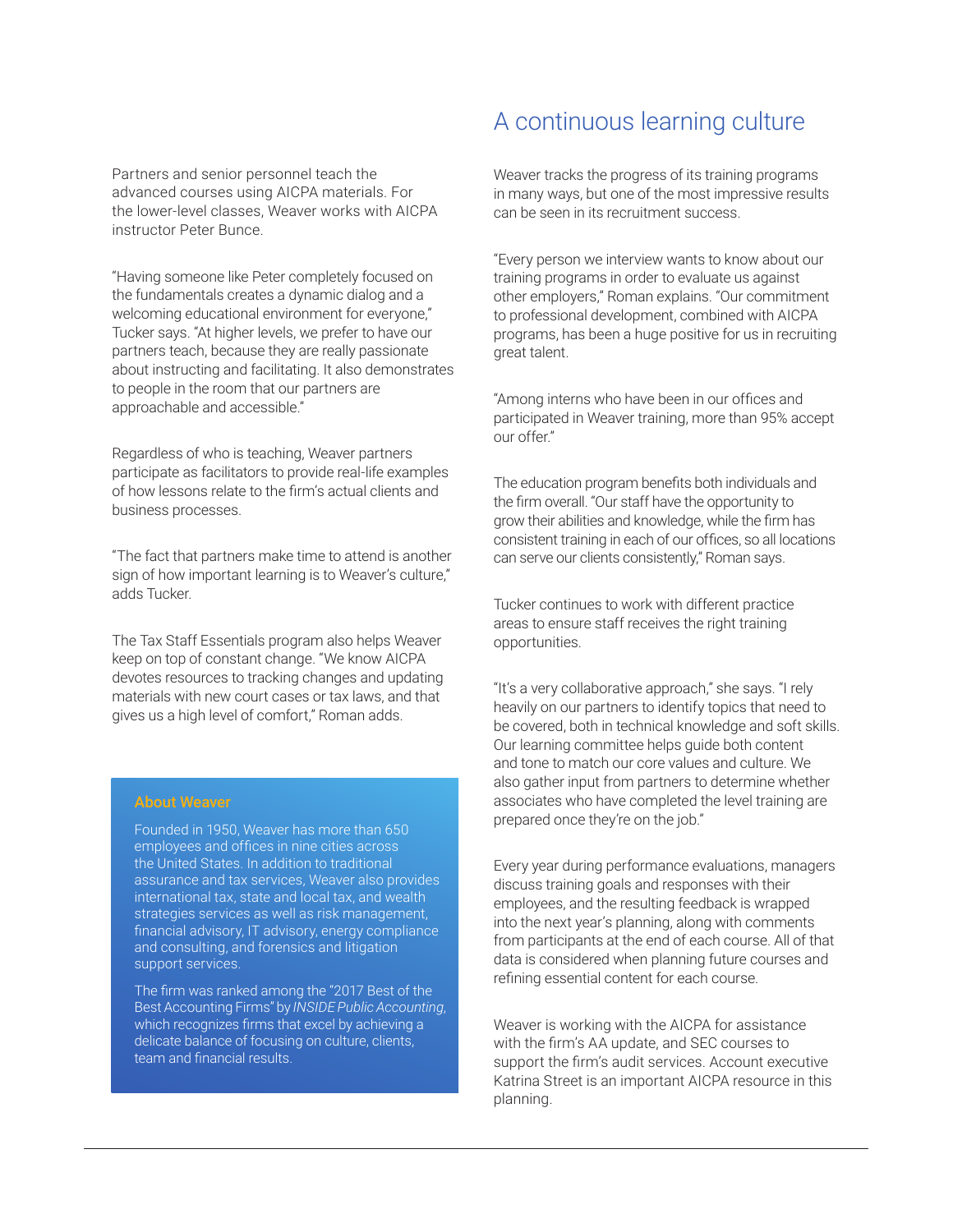Partners and senior personnel teach the advanced courses using AICPA materials. For the lower-level classes, Weaver works with AICPA instructor Peter Bunce.

"Having someone like Peter completely focused on the fundamentals creates a dynamic dialog and a welcoming educational environment for everyone," Tucker says. "At higher levels, we prefer to have our partners teach, because they are really passionate about instructing and facilitating. It also demonstrates to people in the room that our partners are approachable and accessible."

Regardless of who is teaching, Weaver partners participate as facilitators to provide real-life examples of how lessons relate to the firm's actual clients and business processes.

"The fact that partners make time to attend is another sign of how important learning is to Weaver's culture," adds Tucker.

The Tax Staff Essentials program also helps Weaver keep on top of constant change. "We know AICPA devotes resources to tracking changes and updating materials with new court cases or tax laws, and that gives us a high level of comfort," Roman adds.

> **About Weaver**
>
> Founded in 1950, Weaver has more than 650 employees and offices in nine cities across the United States. In addition to traditional assurance and tax services, Weaver also provides international tax, state and local tax, and wealth strategies services as well as risk management, financial advisory, IT advisory, energy compliance and consulting, and forensics and litigation support services.
>
> The firm was ranked among the "2017 Best of the Best Accounting Firms" by *INSIDE Public Accounting*, which recognizes firms that excel by achieving a delicate balance of focusing on culture, clients, team and financial results.

## A continuous learning culture

Weaver tracks the progress of its training programs in many ways, but one of the most impressive results can be seen in its recruitment success.

"Every person we interview wants to know about our training programs in order to evaluate us against other employers," Roman explains. "Our commitment to professional development, combined with AICPA programs, has been a huge positive for us in recruiting great talent.

"Among interns who have been in our offices and participated in Weaver training, more than 95% accept our offer."

The education program benefits both individuals and the firm overall. "Our staff have the opportunity to grow their abilities and knowledge, while the firm has consistent training in each of our offices, so all locations can serve our clients consistently," Roman says.

Tucker continues to work with different practice areas to ensure staff receives the right training opportunities.

"It's a very collaborative approach," she says. "I rely heavily on our partners to identify topics that need to be covered, both in technical knowledge and soft skills. Our learning committee helps guide both content and tone to match our core values and culture. We also gather input from partners to determine whether associates who have completed the level training are prepared once they're on the job."

Every year during performance evaluations, managers discuss training goals and responses with their employees, and the resulting feedback is wrapped into the next year's planning, along with comments from participants at the end of each course. All of that data is considered when planning future courses and refining essential content for each course.

Weaver is working with the AICPA for assistance with the firm's AA update, and SEC courses to support the firm's audit services. Account executive Katrina Street is an important AICPA resource in this planning.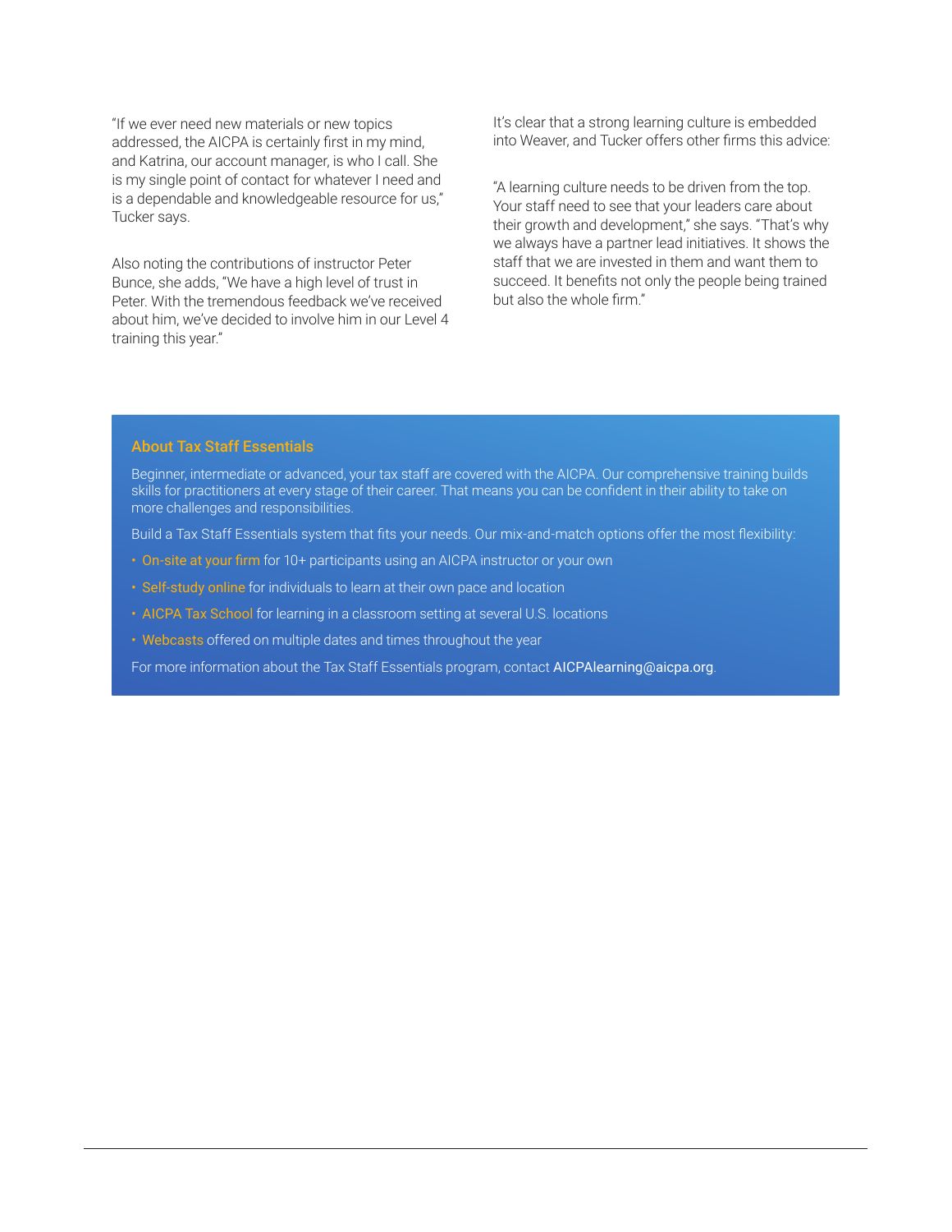"If we ever need new materials or new topics addressed, the AICPA is certainly first in my mind, and Katrina, our account manager, is who I call. She is my single point of contact for whatever I need and is a dependable and knowledgeable resource for us," Tucker says.

Also noting the contributions of instructor Peter Bunce, she adds, "We have a high level of trust in Peter. With the tremendous feedback we've received about him, we've decided to involve him in our Level 4 training this year."

It's clear that a strong learning culture is embedded into Weaver, and Tucker offers other firms this advice:

"A learning culture needs to be driven from the top. Your staff need to see that your leaders care about their growth and development," she says. "That's why we always have a partner lead initiatives. It shows the staff that we are invested in them and want them to succeed. It benefits not only the people being trained but also the whole firm."

### About Tax Staff Essentials

Beginner, intermediate or advanced, your tax staff are covered with the AICPA. Our comprehensive training builds skills for practitioners at every stage of their career. That means you can be confident in their ability to take on more challenges and responsibilities.

Build a Tax Staff Essentials system that fits your needs. Our mix-and-match options offer the most flexibility:

- On-site at your firm for 10+ participants using an AICPA instructor or your own
- Self-study online for individuals to learn at their own pace and location
- AICPA Tax School for learning in a classroom setting at several U.S. locations
- Webcasts offered on multiple dates and times throughout the year

For more information about the Tax Staff Essentials program, contact AICPAlearning@aicpa.org.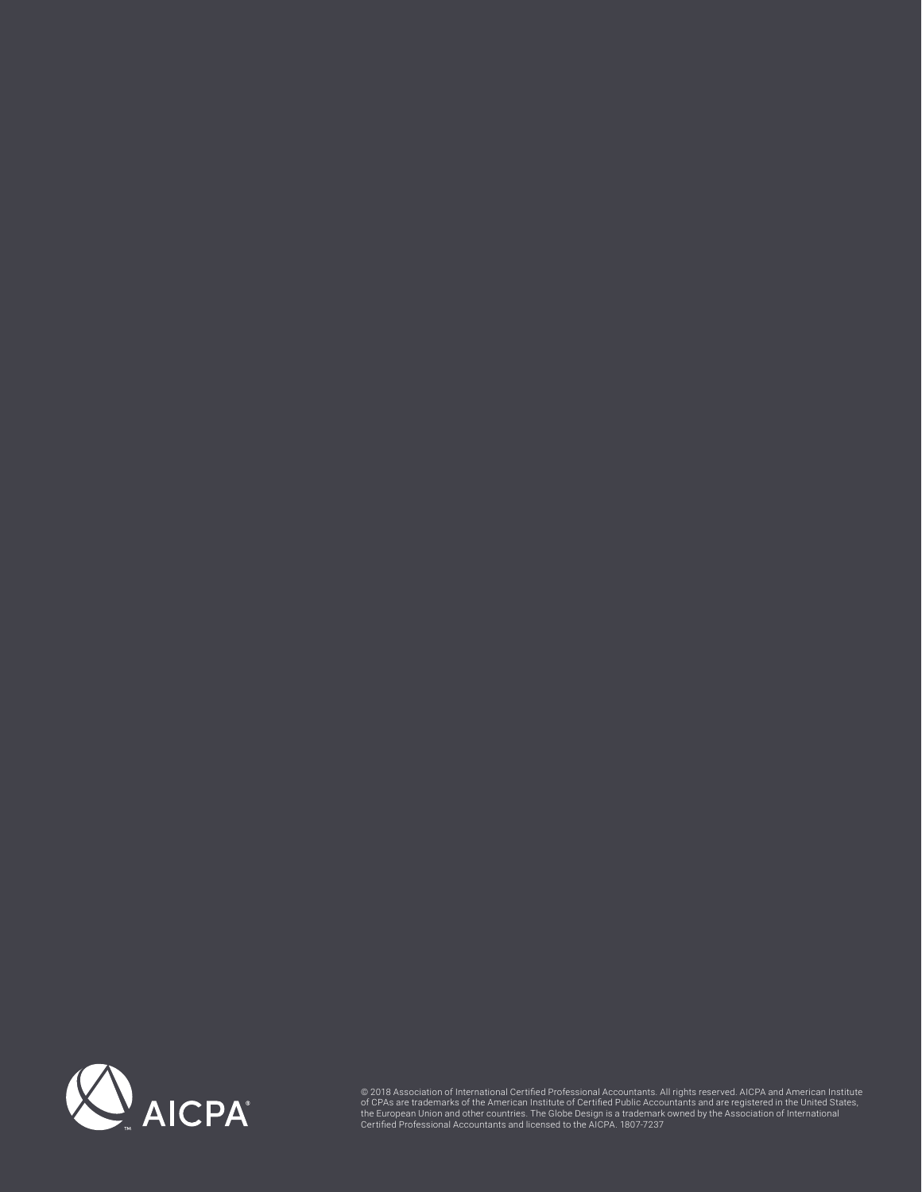AICPA

© 2018 Association of International Certified Professional Accountants. All rights reserved. AICPA and American Institute of CPAs are trademarks of the American Institute of Certified Public Accountants and are registered in the United States, the European Union and other countries. The Globe Design is a trademark owned by the Association of International Certified Professional Accountants and licensed to the AICPA. 1807-7237